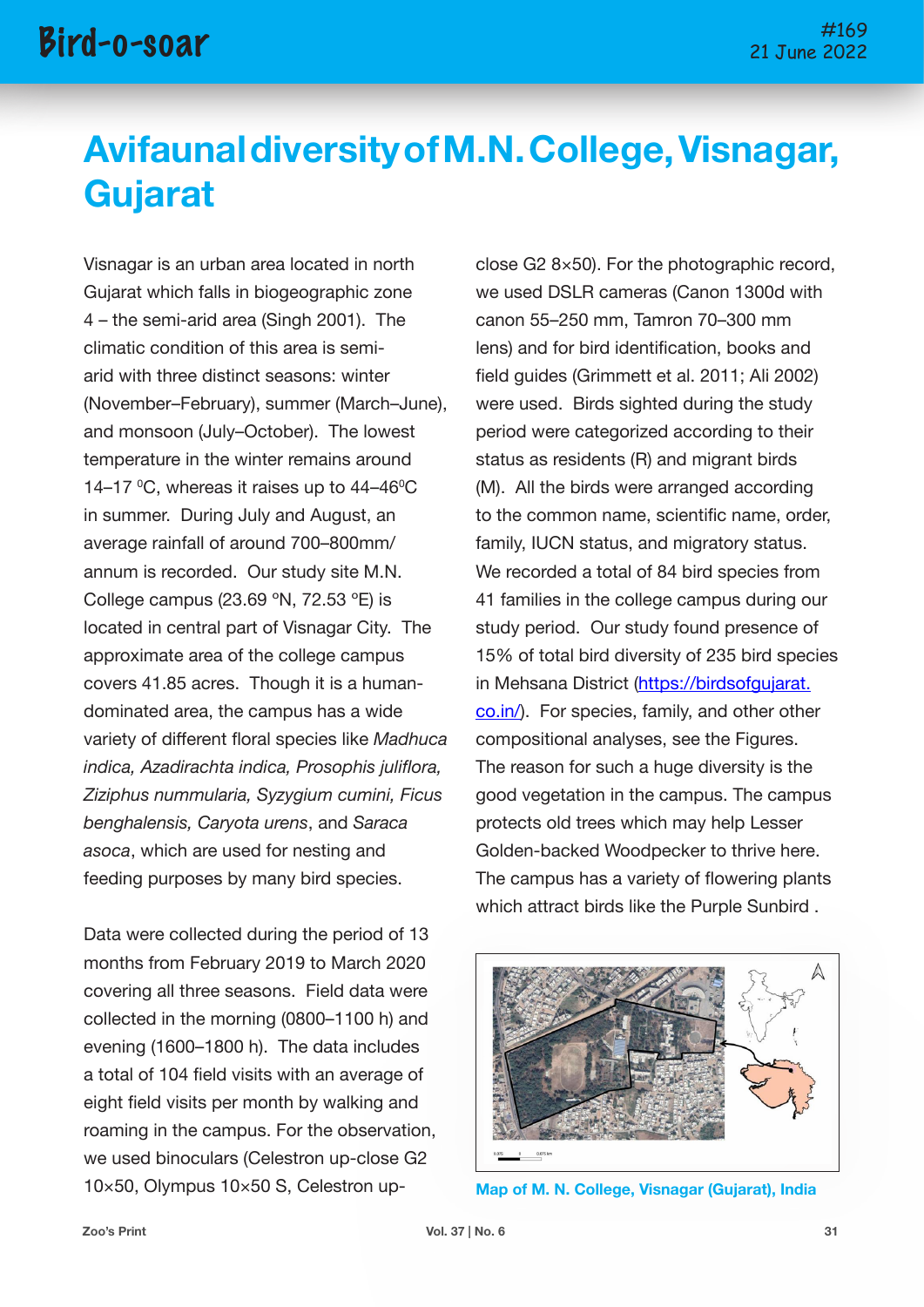# Avifaunal diversity of M.N. College, Visnagar, Gujarat

Visnagar is an urban area located in north Gujarat which falls in biogeographic zone 4 – the semi-arid area (Singh 2001). The climatic condition of this area is semi-arid with three distinct seasons: winter (November–February), summer (March–June), and monsoon (July–October). The lowest temperature in the winter remains around 14–17 $^{0}$C, whereas it raises up to 44–46$^{0}$C in summer. During July and August, an average rainfall of around 700–800mm/annum is recorded. Our study site M.N. College campus (23.69 °N, 72.53 °E) is located in central part of Visnagar City. The approximate area of the college campus covers 41.85 acres. Though it is a human-dominated area, the campus has a wide variety of different floral species like *Madhuca indica, Azadirachta indica, Prosophis juliflora, Ziziphus nummularia, Syzygium cumini, Ficus benghalensis, Caryota urens*, and *Saraca asoca*, which are used for nesting and feeding purposes by many bird species.

Data were collected during the period of 13 months from February 2019 to March 2020 covering all three seasons. Field data were collected in the morning (0800–1100 h) and evening (1600–1800 h). The data includes a total of 104 field visits with an average of eight field visits per month by walking and roaming in the campus. For the observation, we used binoculars (Celestron up-close G2 10×50, Olympus 10×50 S, Celestron up-close G2 8×50). For the photographic record, we used DSLR cameras (Canon 1300d with canon 55–250 mm, Tamron 70–300 mm lens) and for bird identification, books and field guides (Grimmett et al. 2011; Ali 2002) were used. Birds sighted during the study period were categorized according to their status as residents (R) and migrant birds (M). All the birds were arranged according to the common name, scientific name, order, family, IUCN status, and migratory status. We recorded a total of 84 bird species from 41 families in the college campus during our study period. Our study found presence of 15% of total bird diversity of 235 bird species in Mehsana District (https://birdsofgujarat.co.in/). For species, family, and other other compositional analyses, see the Figures. The reason for such a huge diversity is the good vegetation in the campus. The campus protects old trees which may help Lesser Golden-backed Woodpecker to thrive here. The campus has a variety of flowering plants which attract birds like the Purple Sunbird .

Map of M. N. College, Visnagar (Gujarat), India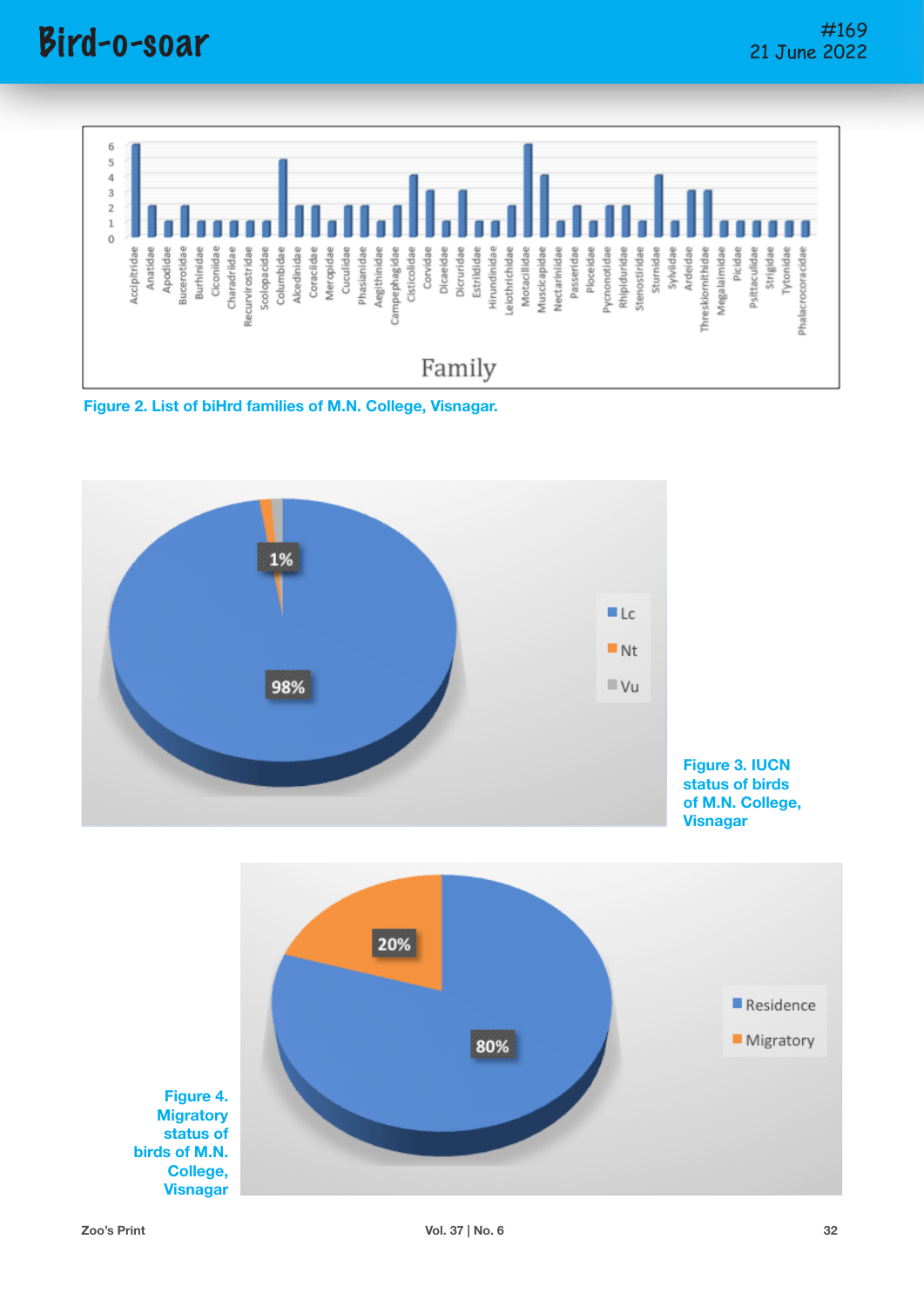Figure 2. List of biHrd families of M.N. College, Visnagar.

Figure 3. IUCN status of birds of M.N. College, Visnagar

Figure 4. Migratory status of birds of M.N. College, Visnagar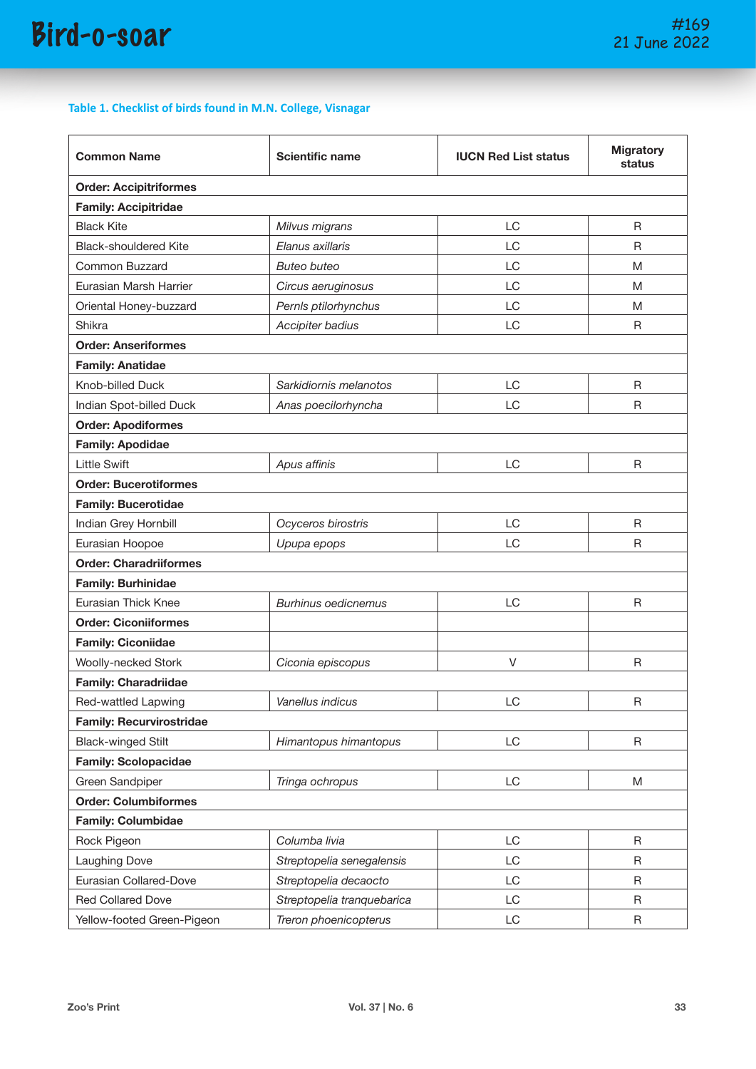**Table 1. Checklist of birds found in M.N. College, Visnagar**

| Common Name | Scientific name | IUCN Red List status | Migratory status |
|---|---|---|---|
| **Order: Accipitriformes** | | | |
| **Family: Accipitridae** | | | |
| Black Kite | *Milvus migrans* | LC | R |
| Black-shouldered Kite | *Elanus axillaris* | LC | R |
| Common Buzzard | *Buteo buteo* | LC | M |
| Eurasian Marsh Harrier | *Circus aeruginosus* | LC | M |
| Oriental Honey-buzzard | *Pernls ptilorhynchus* | LC | M |
| Shikra | *Accipiter badius* | LC | R |
| **Order: Anseriformes** | | | |
| **Family: Anatidae** | | | |
| Knob-billed Duck | *Sarkidiornis melanotos* | LC | R |
| Indian Spot-billed Duck | *Anas poecilorhyncha* | LC | R |
| **Order: Apodiformes** | | | |
| **Family: Apodidae** | | | |
| Little Swift | *Apus affinis* | LC | R |
| **Order: Bucerotiformes** | | | |
| **Family: Bucerotidae** | | | |
| Indian Grey Hornbill | *Ocyceros birostris* | LC | R |
| Eurasian Hoopoe | *Upupa epops* | LC | R |
| **Order: Charadriiformes** | | | |
| **Family: Burhinidae** | | | |
| Eurasian Thick Knee | *Burhinus oedicnemus* | LC | R |
| **Order: Ciconiiformes** | | | |
| **Family: Ciconiidae** | | | |
| Woolly-necked Stork | *Ciconia episcopus* | V | R |
| **Family: Charadriidae** | | | |
| Red-wattled Lapwing | *Vanellus indicus* | LC | R |
| **Family: Recurvirostridae** | | | |
| Black-winged Stilt | *Himantopus himantopus* | LC | R |
| **Family: Scolopacidae** | | | |
| Green Sandpiper | *Tringa ochropus* | LC | M |
| **Order: Columbiformes** | | | |
| **Family: Columbidae** | | | |
| Rock Pigeon | *Columba livia* | LC | R |
| Laughing Dove | *Streptopelia senegalensis* | LC | R |
| Eurasian Collared-Dove | *Streptopelia decaocto* | LC | R |
| Red Collared Dove | *Streptopelia tranquebarica* | LC | R |
| Yellow-footed Green-Pigeon | *Treron phoenicopterus* | LC | R |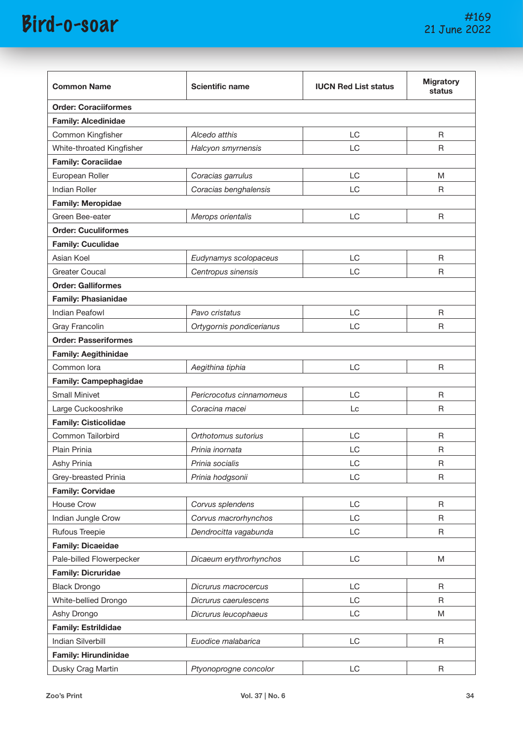| Common Name | Scientific name | IUCN Red List status | Migratory status |
|---|---|---|---|
| **Order: Coraciiformes** | | | |
| **Family: Alcedinidae** | | | |
| Common Kingfisher | *Alcedo atthis* | LC | R |
| White-throated Kingfisher | *Halcyon smyrnensis* | LC | R |
| **Family: Coraciidae** | | | |
| European Roller | *Coracias garrulus* | LC | M |
| Indian Roller | *Coracias benghalensis* | LC | R |
| **Family: Meropidae** | | | |
| Green Bee-eater | *Merops orientalis* | LC | R |
| **Order: Cuculiformes** | | | |
| **Family: Cuculidae** | | | |
| Asian Koel | *Eudynamys scolopaceus* | LC | R |
| Greater Coucal | *Centropus sinensis* | LC | R |
| **Order: Galliformes** | | | |
| **Family: Phasianidae** | | | |
| Indian Peafowl | *Pavo cristatus* | LC | R |
| Gray Francolin | *Ortygornis pondicerianus* | LC | R |
| **Order: Passeriformes** | | | |
| **Family: Aegithinidae** | | | |
| Common Iora | *Aegithina tiphia* | LC | R |
| **Family: Campephagidae** | | | |
| Small Minivet | *Pericrocotus cinnamomeus* | LC | R |
| Large Cuckooshrike | *Coracina macei* | Lc | R |
| **Family: Cisticolidae** | | | |
| Common Tailorbird | *Orthotomus sutorius* | LC | R |
| Plain Prinia | *Prinia inornata* | LC | R |
| Ashy Prinia | *Prinia socialis* | LC | R |
| Grey-breasted Prinia | *Prinia hodgsonii* | LC | R |
| **Family: Corvidae** | | | |
| House Crow | *Corvus splendens* | LC | R |
| Indian Jungle Crow | *Corvus macrorhynchos* | LC | R |
| Rufous Treepie | *Dendrocitta vagabunda* | LC | R |
| **Family: Dicaeidae** | | | |
| Pale-billed Flowerpecker | *Dicaeum erythrorhynchos* | LC | M |
| **Family: Dicruridae** | | | |
| Black Drongo | *Dicrurus macrocercus* | LC | R |
| White-bellied Drongo | *Dicrurus caerulescens* | LC | R |
| Ashy Drongo | *Dicrurus leucophaeus* | LC | M |
| **Family: Estrildidae** | | | |
| Indian Silverbill | *Euodice malabarica* | LC | R |
| **Family: Hirundinidae** | | | |
| Dusky Crag Martin | *Ptyonoprogne concolor* | LC | R |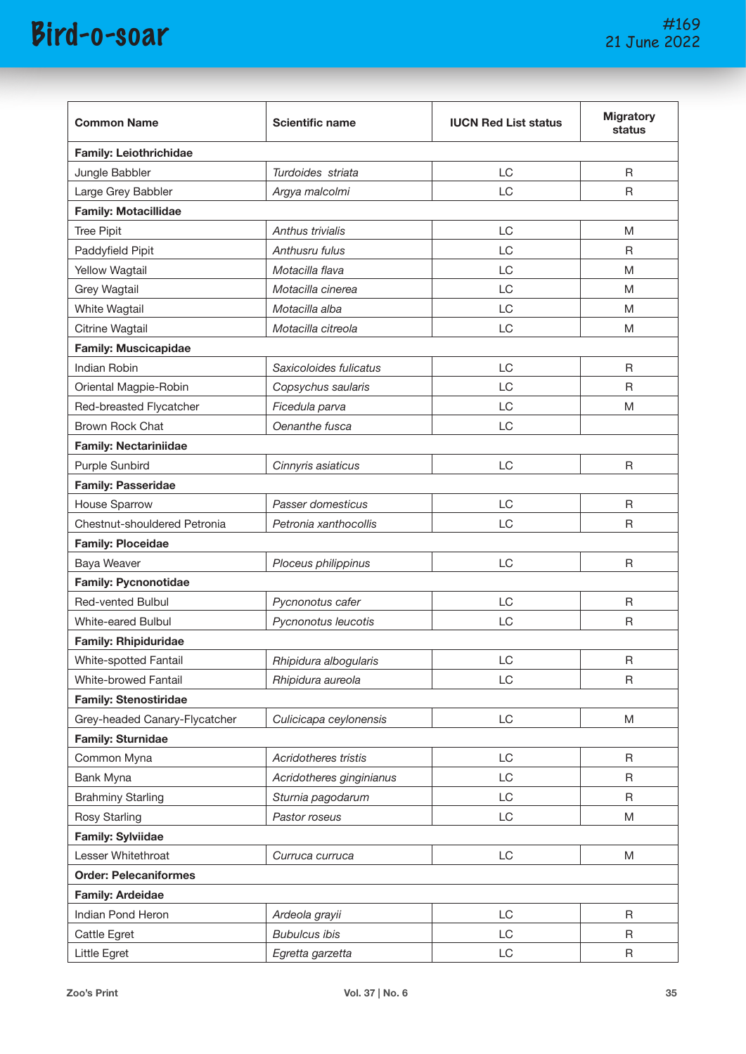| Common Name | Scientific name | IUCN Red List status | Migratory status |
|---|---|---|---|
| **Family: Leiothrichidae** | | | |
| Jungle Babbler | *Turdoides striata* | LC | R |
| Large Grey Babbler | *Argya malcolmi* | LC | R |
| **Family: Motacillidae** | | | |
| Tree Pipit | *Anthus trivialis* | LC | M |
| Paddyfield Pipit | *Anthusru fulus* | LC | R |
| Yellow Wagtail | *Motacilla flava* | LC | M |
| Grey Wagtail | *Motacilla cinerea* | LC | M |
| White Wagtail | *Motacilla alba* | LC | M |
| Citrine Wagtail | *Motacilla citreola* | LC | M |
| **Family: Muscicapidae** | | | |
| Indian Robin | *Saxicoloides fulicatus* | LC | R |
| Oriental Magpie-Robin | *Copsychus saularis* | LC | R |
| Red-breasted Flycatcher | *Ficedula parva* | LC | M |
| Brown Rock Chat | *Oenanthe fusca* | LC | |
| **Family: Nectariniidae** | | | |
| Purple Sunbird | *Cinnyris asiaticus* | LC | R |
| **Family: Passeridae** | | | |
| House Sparrow | *Passer domesticus* | LC | R |
| Chestnut-shouldered Petronia | *Petronia xanthocollis* | LC | R |
| **Family: Ploceidae** | | | |
| Baya Weaver | *Ploceus philippinus* | LC | R |
| **Family: Pycnonotidae** | | | |
| Red-vented Bulbul | *Pycnonotus cafer* | LC | R |
| White-eared Bulbul | *Pycnonotus leucotis* | LC | R |
| **Family: Rhipiduridae** | | | |
| White-spotted Fantail | *Rhipidura albogularis* | LC | R |
| White-browed Fantail | *Rhipidura aureola* | LC | R |
| **Family: Stenostiridae** | | | |
| Grey-headed Canary-Flycatcher | *Culicicapa ceylonensis* | LC | M |
| **Family: Sturnidae** | | | |
| Common Myna | *Acridotheres tristis* | LC | R |
| Bank Myna | *Acridotheres ginginianus* | LC | R |
| Brahminy Starling | *Sturnia pagodarum* | LC | R |
| Rosy Starling | *Pastor roseus* | LC | M |
| **Family: Sylviidae** | | | |
| Lesser Whitethroat | *Curruca curruca* | LC | M |
| **Order: Pelecaniformes** | | | |
| **Family: Ardeidae** | | | |
| Indian Pond Heron | *Ardeola grayii* | LC | R |
| Cattle Egret | *Bubulcus ibis* | LC | R |
| Little Egret | *Egretta garzetta* | LC | R |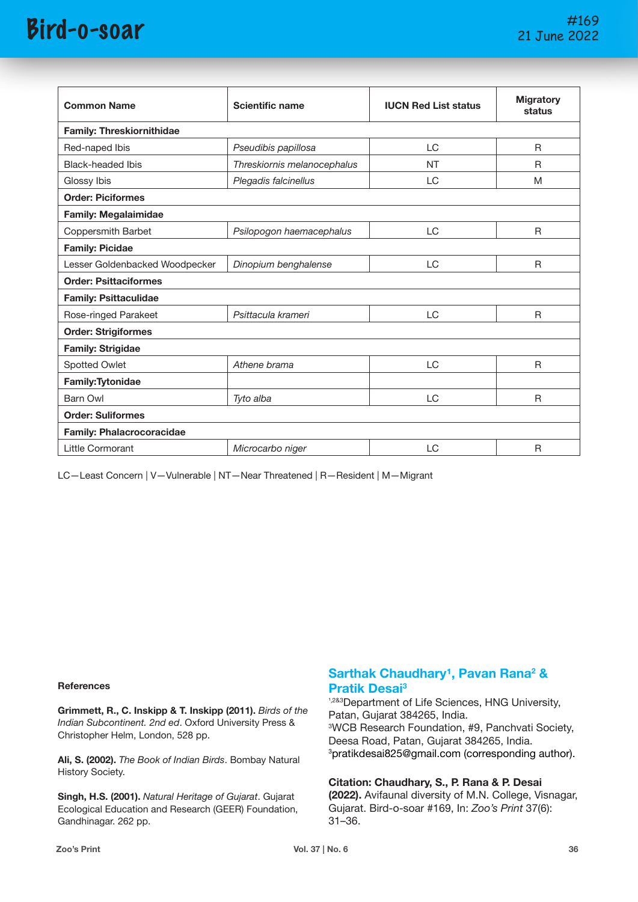| Common Name | Scientific name | IUCN Red List status | Migratory status |
|---|---|---|---|
| **Family: Threskiornithidae** | | | |
| Red-naped Ibis | *Pseudibis papillosa* | LC | R |
| Black-headed Ibis | *Threskiornis melanocephalus* | NT | R |
| Glossy Ibis | *Plegadis falcinellus* | LC | M |
| **Order: Piciformes** | | | |
| **Family: Megalaimidae** | | | |
| Coppersmith Barbet | *Psilopogon haemacephalus* | LC | R |
| **Family: Picidae** | | | |
| Lesser Goldenbacked Woodpecker | *Dinopium benghalense* | LC | R |
| **Order: Psittaciformes** | | | |
| **Family: Psittaculidae** | | | |
| Rose-ringed Parakeet | *Psittacula krameri* | LC | R |
| **Order: Strigiformes** | | | |
| **Family: Strigidae** | | | |
| Spotted Owlet | *Athene brama* | LC | R |
| **Family:Tytonidae** | | | |
| Barn Owl | *Tyto alba* | LC | R |
| **Order: Suliformes** | | | |
| **Family: Phalacrocoracidae** | | | |
| Little Cormorant | *Microcarbo niger* | LC | R |

LC—Least Concern | V—Vulnerable | NT—Near Threatened | R—Resident | M—Migrant

**References**

**Grimmett, R., C. Inskipp & T. Inskipp (2011).** *Birds of the Indian Subcontinent. 2nd ed*. Oxford University Press & Christopher Helm, London, 528 pp.

**Ali, S. (2002).** *The Book of Indian Birds*. Bombay Natural History Society.

**Singh, H.S. (2001).** *Natural Heritage of Gujarat*. Gujarat Ecological Education and Research (GEER) Foundation, Gandhinagar. 262 pp.

**Sarthak Chaudhary[1], Pavan Rana[2] & Pratik Desai[3]**

[1,2&3]Department of Life Sciences, HNG University, Patan, Gujarat 384265, India.
[3]WCB Research Foundation, #9, Panchvati Society, Deesa Road, Patan, Gujarat 384265, India.
[3]pratikdesai825@gmail.com (corresponding author).

**Citation: Chaudhary, S., P. Rana & P. Desai (2022).** Avifaunal diversity of M.N. College, Visnagar, Gujarat. Bird-o-soar #169, In: *Zoo's Print* 37(6): 31–36.